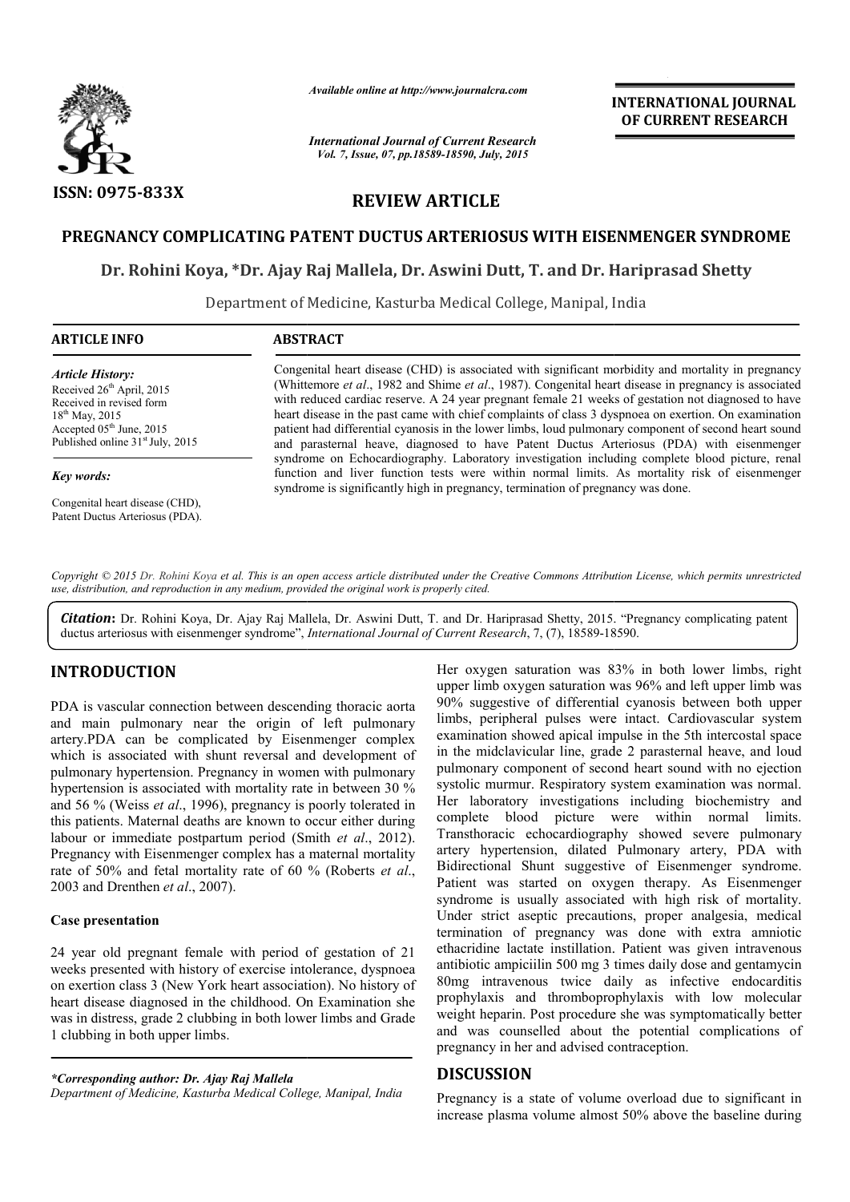ISSN: 0975-833X

*Available online at http://www.journalcra.com*

*International Journal of Current Research*

**INTERNATIONAL JOURNAL OF CURRENT RESEARCH**

## REVIEW ARTICLE

# PREGNANCY COMPLICATING PATENT DUCTUS ARTERIOSUS WITH EISENMENGER SYNDROME

**Dr. Rohini Koya, *Dr. Ajay Raj Mallela, Dr. Aswini Dutt, T. and Dr. Hariprasad Shetty**

Department of Medicine, Kasturba Medical College, Manipal, India

**ARTICLE INFO**

*Article History:*

Received 26th April, 2015
Received in revised form
18th May, 2015
Accepted 05th June, 2015
Published online 31st July, 2015

*Key words:*

Congenital heart disease (CHD),
Patent Ductus Arteriosus (PDA).

**ABSTRACT**

Congenital heart disease (CHD) is associated with significant morbidity and mortality in pregnancy (Whittemore *et al*., 1982 and Shime *et al*., 1987). Congenital heart disease in pregnancy is associated with reduced cardiac reserve. A 24 year pregnant female 21 weeks of gestation not diagnosed to have heart disease in the past came with chief complaints of class 3 dyspnoea on exertion. On examination patient had differential cyanosis in the lower limbs, loud pulmonary component of second heart sound and parasternal heave, diagnosed to have Patent Ductus Arteriosus (PDA) with eisenmenger syndrome on Echocardiography. Laboratory investigation including complete blood picture, renal function and liver function tests were within normal limits. As mortality risk of eisenmenger syndrome is significantly high in pregnancy, termination of pregnancy was done.

*Copyright © 2015 Dr. Rohini Koya et al. This is an open access article distributed under the Creative Commons Attribution License, which permits unrestricted use, distribution, and reproduction in any medium, provided the original work is properly cited.*

***Citation*:** Dr. Rohini Koya, Dr. Ajay Raj Mallela, Dr. Aswini Dutt, T. and Dr. Hariprasad Shetty, 2015. "Pregnancy complicating patent ductus arteriosus with eisenmenger syndrome", *International Journal of Current Research*, 7, (7), 18589-18590.

## INTRODUCTION

PDA is vascular connection between descending thoracic aorta and main pulmonary near the origin of left pulmonary artery.PDA can be complicated by Eisenmenger complex which is associated with shunt reversal and development of pulmonary hypertension. Pregnancy in women with pulmonary hypertension is associated with mortality rate in between 30 % and 56 % (Weiss *et al*., 1996), pregnancy is poorly tolerated in this patients. Maternal deaths are known to occur either during labour or immediate postpartum period (Smith *et al*., 2012). Pregnancy with Eisenmenger complex has a maternal mortality rate of 50% and fetal mortality rate of 60 % (Roberts *et al*., 2003 and Drenthen *et al*., 2007).

### Case presentation

24 year old pregnant female with period of gestation of 21 weeks presented with history of exercise intolerance, dyspnoea on exertion class 3 (New York heart association). No history of heart disease diagnosed in the childhood. On Examination she was in distress, grade 2 clubbing in both lower limbs and Grade 1 clubbing in both upper limbs.

*Corresponding author: Dr. Ajay Raj Mallela*
*Department of Medicine, Kasturba Medical College, Manipal, India*

Her oxygen saturation was 83% in both lower limbs, right upper limb oxygen saturation was 96% and left upper limb was 90% suggestive of differential cyanosis between both upper limbs, peripheral pulses were intact. Cardiovascular system examination showed apical impulse in the 5th intercostal space in the midclavicular line, grade 2 parasternal heave, and loud pulmonary component of second heart sound with no ejection systolic murmur. Respiratory system examination was normal. Her laboratory investigations including biochemistry and complete blood picture were within normal limits. Transthoracic echocardiography showed severe pulmonary artery hypertension, dilated Pulmonary artery, PDA with Bidirectional Shunt suggestive of Eisenmenger syndrome. Patient was started on oxygen therapy. As Eisenmenger syndrome is usually associated with high risk of mortality. Under strict aseptic precautions, proper analgesia, medical termination of pregnancy was done with extra amniotic ethacridine lactate instillation. Patient was given intravenous antibiotic ampiciilin 500 mg 3 times daily dose and gentamycin 80mg intravenous twice daily as infective endocarditis prophylaxis and thromboprophylaxis with low molecular weight heparin. Post procedure she was symptomatically better and was counselled about the potential complications of pregnancy in her and advised contraception.

## DISCUSSION

Pregnancy is a state of volume overload due to significant in increase plasma volume almost 50% above the baseline during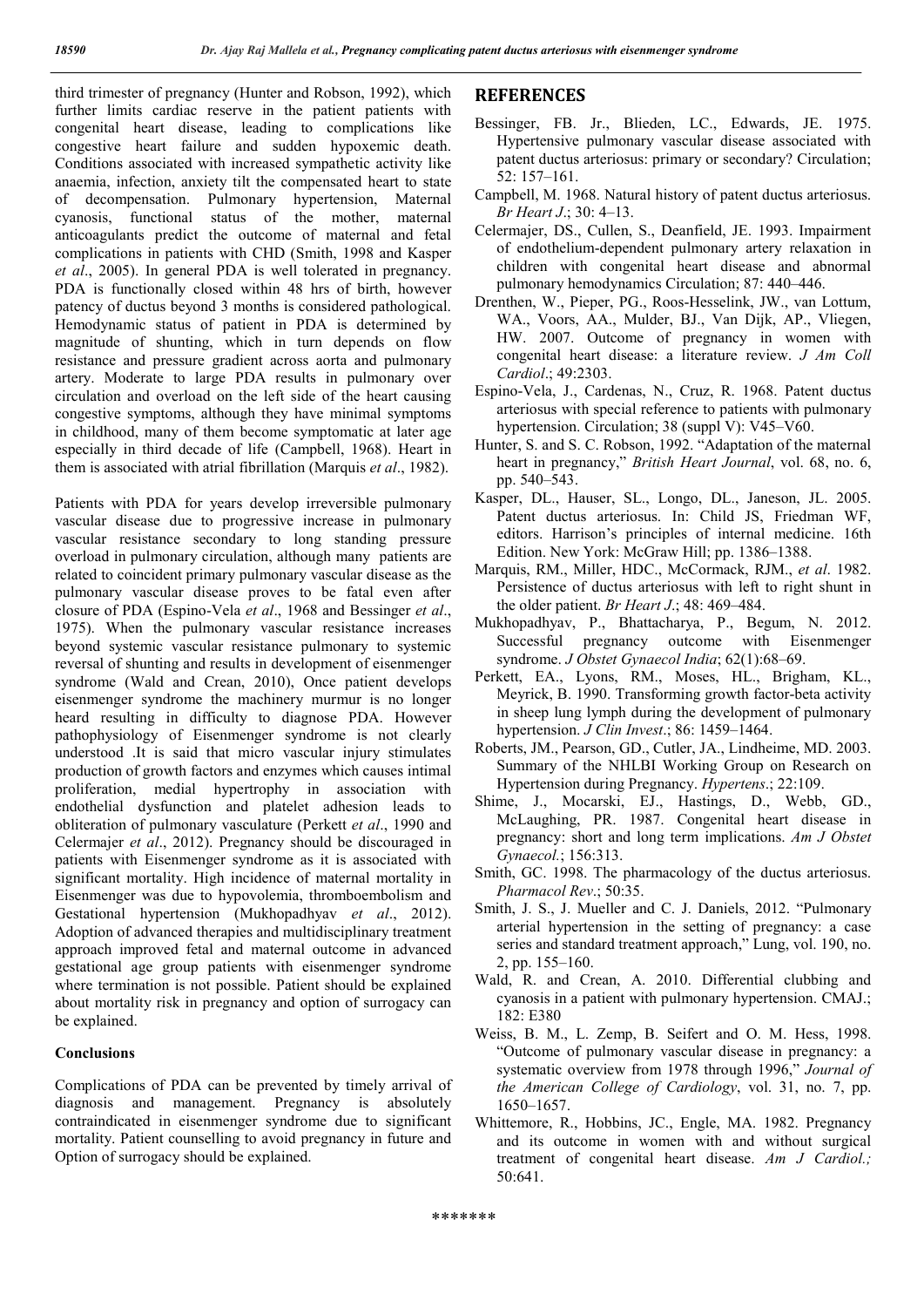third trimester of pregnancy (Hunter and Robson, 1992), which further limits cardiac reserve in the patient patients with congenital heart disease, leading to complications like congestive heart failure and sudden hypoxemic death. Conditions associated with increased sympathetic activity like anaemia, infection, anxiety tilt the compensated heart to state of decompensation. Pulmonary hypertension, Maternal cyanosis, functional status of the mother, maternal anticoagulants predict the outcome of maternal and fetal complications in patients with CHD (Smith, 1998 and Kasper *et al*., 2005). In general PDA is well tolerated in pregnancy. PDA is functionally closed within 48 hrs of birth, however patency of ductus beyond 3 months is considered pathological. Hemodynamic status of patient in PDA is determined by magnitude of shunting, which in turn depends on flow resistance and pressure gradient across aorta and pulmonary artery. Moderate to large PDA results in pulmonary over circulation and overload on the left side of the heart causing congestive symptoms, although they have minimal symptoms in childhood, many of them become symptomatic at later age especially in third decade of life (Campbell, 1968). Heart in them is associated with atrial fibrillation (Marquis *et al*., 1982).

Patients with PDA for years develop irreversible pulmonary vascular disease due to progressive increase in pulmonary vascular resistance secondary to long standing pressure overload in pulmonary circulation, although many patients are related to coincident primary pulmonary vascular disease as the pulmonary vascular disease proves to be fatal even after closure of PDA (Espino-Vela *et al*., 1968 and Bessinger *et al*., 1975). When the pulmonary vascular resistance increases beyond systemic vascular resistance pulmonary to systemic reversal of shunting and results in development of eisenmenger syndrome (Wald and Crean, 2010), Once patient develops eisenmenger syndrome the machinery murmur is no longer heard resulting in difficulty to diagnose PDA. However pathophysiology of Eisenmenger syndrome is not clearly understood .It is said that micro vascular injury stimulates production of growth factors and enzymes which causes intimal proliferation, medial hypertrophy in association with endothelial dysfunction and platelet adhesion leads to obliteration of pulmonary vasculature (Perkett *et al*., 1990 and Celermajer *et al*., 2012). Pregnancy should be discouraged in patients with Eisenmenger syndrome as it is associated with significant mortality. High incidence of maternal mortality in Eisenmenger was due to hypovolemia, thromboembolism and Gestational hypertension (Mukhopadhyav *et al*., 2012). Adoption of advanced therapies and multidisciplinary treatment approach improved fetal and maternal outcome in advanced gestational age group patients with eisenmenger syndrome where termination is not possible. Patient should be explained about mortality risk in pregnancy and option of surrogacy can be explained.

### Conclusions

Complications of PDA can be prevented by timely arrival of diagnosis and management. Pregnancy is absolutely contraindicated in eisenmenger syndrome due to significant mortality. Patient counselling to avoid pregnancy in future and Option of surrogacy should be explained.

## REFERENCES

Bessinger, FB. Jr., Blieden, LC., Edwards, JE. 1975. Hypertensive pulmonary vascular disease associated with patent ductus arteriosus: primary or secondary? Circulation; 52: 157–161.

Campbell, M. 1968. Natural history of patent ductus arteriosus. *Br Heart J*.; 30: 4–13.

Celermajer, DS., Cullen, S., Deanfield, JE. 1993. Impairment of endothelium-dependent pulmonary artery relaxation in children with congenital heart disease and abnormal pulmonary hemodynamics Circulation; 87: 440–446.

Drenthen, W., Pieper, PG., Roos-Hesselink, JW., van Lottum, WA., Voors, AA., Mulder, BJ., Van Dijk, AP., Vliegen, HW. 2007. Outcome of pregnancy in women with congenital heart disease: a literature review. *J Am Coll Cardiol*.; 49:2303.

Espino-Vela, J., Cardenas, N., Cruz, R. 1968. Patent ductus arteriosus with special reference to patients with pulmonary hypertension. Circulation; 38 (suppl V): V45–V60.

Hunter, S. and S. C. Robson, 1992. "Adaptation of the maternal heart in pregnancy," *British Heart Journal*, vol. 68, no. 6, pp. 540–543.

Kasper, DL., Hauser, SL., Longo, DL., Janeson, JL. 2005. Patent ductus arteriosus. In: Child JS, Friedman WF, editors. Harrison's principles of internal medicine. 16th Edition. New York: McGraw Hill; pp. 1386–1388.

Marquis, RM., Miller, HDC., McCormack, RJM., *et al*. 1982. Persistence of ductus arteriosus with left to right shunt in the older patient. *Br Heart J*.; 48: 469–484.

Mukhopadhyav, P., Bhattacharya, P., Begum, N. 2012. Successful pregnancy outcome with Eisenmenger syndrome. *J Obstet Gynaecol India*; 62(1):68–69.

Perkett, EA., Lyons, RM., Moses, HL., Brigham, KL., Meyrick, B. 1990. Transforming growth factor-beta activity in sheep lung lymph during the development of pulmonary hypertension. *J Clin Invest*.; 86: 1459–1464.

Roberts, JM., Pearson, GD., Cutler, JA., Lindheime, MD. 2003. Summary of the NHLBI Working Group on Research on Hypertension during Pregnancy. *Hypertens*.; 22:109.

Shime, J., Mocarski, EJ., Hastings, D., Webb, GD., McLaughing, PR. 1987. Congenital heart disease in pregnancy: short and long term implications. *Am J Obstet Gynaecol.*; 156:313.

Smith, GC. 1998. The pharmacology of the ductus arteriosus. *Pharmacol Rev*.; 50:35.

Smith, J. S., J. Mueller and C. J. Daniels, 2012. "Pulmonary arterial hypertension in the setting of pregnancy: a case series and standard treatment approach," Lung, vol. 190, no. 2, pp. 155–160.

Wald, R. and Crean, A. 2010. Differential clubbing and cyanosis in a patient with pulmonary hypertension. CMAJ.; 182: E380

Weiss, B. M., L. Zemp, B. Seifert and O. M. Hess, 1998. "Outcome of pulmonary vascular disease in pregnancy: a systematic overview from 1978 through 1996," *Journal of the American College of Cardiology*, vol. 31, no. 7, pp. 1650–1657.

Whittemore, R., Hobbins, JC., Engle, MA. 1982. Pregnancy and its outcome in women with and without surgical treatment of congenital heart disease. *Am J Cardiol.;* 50:641.

\*\*\*\*\*\*\*